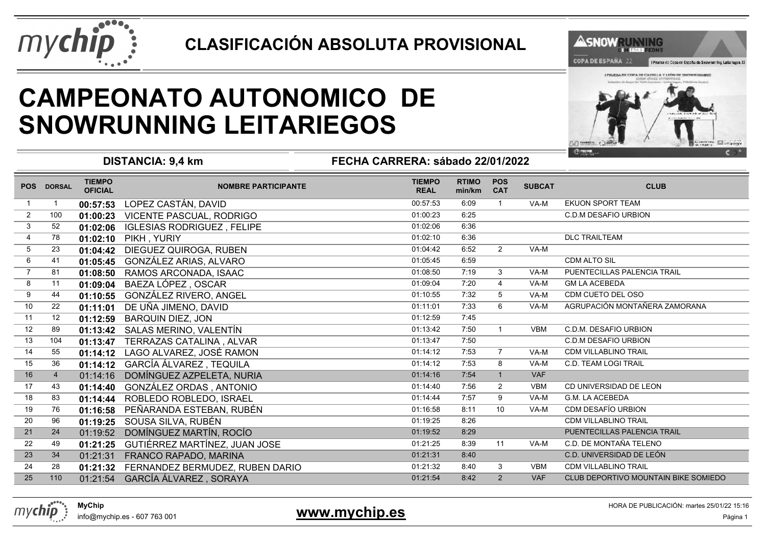## CLASIFICACIÓN ABSOLUTA PROVISIONAL

# CAMPEONATO AUTONOMICO DE SNOWRUNNING LEITARIEGOS

**DISTANCIA: 9,4 km** **FECHA CARRERA: sábado 22/01/2022**

| POS | DORSAL | TIEMPO OFICIAL | NOMBRE PARTICIPANTE | TIEMPO REAL | RTIMO min/km | POS CAT | SUBCAT | CLUB |
|---|---|---|---|---|---|---|---|---|
| 1 | 1 | **00:57:53** | LOPEZ CASTÁN, DAVID | 00:57:53 | 6:09 | 1 | VA-M | EKUON SPORT TEAM |
| 2 | 100 | **01:00:23** | VICENTE PASCUAL, RODRIGO | 01:00:23 | 6:25 | | | C.D.M DESAFIO URBION |
| 3 | 52 | **01:02:06** | IGLESIAS RODRIGUEZ , FELIPE | 01:02:06 | 6:36 | | | |
| 4 | 78 | **01:02:10** | PIKH , YURIY | 01:02:10 | 6:36 | | | DLC TRAILTEAM |
| 5 | 23 | **01:04:42** | DIEGUEZ QUIROGA, RUBEN | 01:04:42 | 6:52 | 2 | VA-M | |
| 6 | 41 | **01:05:45** | GONZÁLEZ ARIAS, ALVARO | 01:05:45 | 6:59 | | | CDM ALTO SIL |
| 7 | 81 | **01:08:50** | RAMOS ARCONADA, ISAAC | 01:08:50 | 7:19 | 3 | VA-M | PUENTECILLAS PALENCIA TRAIL |
| 8 | 11 | **01:09:04** | BAEZA LÓPEZ , OSCAR | 01:09:04 | 7:20 | 4 | VA-M | GM LA ACEBEDA |
| 9 | 44 | **01:10:55** | GONZÁLEZ RIVERO, ANGEL | 01:10:55 | 7:32 | 5 | VA-M | CDM CUETO DEL OSO |
| 10 | 22 | **01:11:01** | DE UÑA JIMENO, DAVID | 01:11:01 | 7:33 | 6 | VA-M | AGRUPACIÓN MONTAÑERA ZAMORANA |
| 11 | 12 | **01:12:59** | BARQUIN DIEZ, JON | 01:12:59 | 7:45 | | | |
| 12 | 89 | **01:13:42** | SALAS MERINO, VALENTÍN | 01:13:42 | 7:50 | 1 | VBM | C.D.M. DESAFIO URBION |
| 13 | 104 | **01:13:47** | TERRAZAS CATALINA , ALVAR | 01:13:47 | 7:50 | | | C.D.M DESAFIO URBION |
| 14 | 55 | **01:14:12** | LAGO ALVAREZ, JOSÉ RAMON | 01:14:12 | 7:53 | 7 | VA-M | CDM VILLABLINO TRAIL |
| 15 | 36 | **01:14:12** | GARCÍA ÁLVAREZ , TEQUILA | 01:14:12 | 7:53 | 8 | VA-M | C.D. TEAM LOGI TRAIL |
| 16 | 4 | 01:14:16 | DOMÍNGUEZ AZPELETA, NURIA | 01:14:16 | 7:54 | 1 | VAF | |
| 17 | 43 | **01:14:40** | GONZÁLEZ ORDAS , ANTONIO | 01:14:40 | 7:56 | 2 | VBM | CD UNIVERSIDAD DE LEON |
| 18 | 83 | **01:14:44** | ROBLEDO ROBLEDO, ISRAEL | 01:14:44 | 7:57 | 9 | VA-M | G.M. LA ACEBEDA |
| 19 | 76 | **01:16:58** | PEÑARANDA ESTEBAN, RUBÉN | 01:16:58 | 8:11 | 10 | VA-M | CDM DESAFÍO URBION |
| 20 | 96 | **01:19:25** | SOUSA SILVA, RUBÉN | 01:19:25 | 8:26 | | | CDM VILLABLINO TRAIL |
| 21 | 24 | 01:19:52 | DOMÍNGUEZ MARTÍN, ROCÍO | 01:19:52 | 8:29 | | | PUENTECILLAS PALENCIA TRAIL |
| 22 | 49 | **01:21:25** | GUTIÉRREZ MARTÍNEZ, JUAN JOSE | 01:21:25 | 8:39 | 11 | VA-M | C.D. DE MONTAÑA TELENO |
| 23 | 34 | 01:21:31 | FRANCO RAPADO, MARINA | 01:21:31 | 8:40 | | | C.D. UNIVERSIDAD DE LEÓN |
| 24 | 28 | **01:21:32** | FERNANDEZ BERMUDEZ, RUBEN DARIO | 01:21:32 | 8:40 | 3 | VBM | CDM VILLABLINO TRAIL |
| 25 | 110 | 01:21:54 | GARCÍA ÁLVAREZ , SORAYA | 01:21:54 | 8:42 | 2 | VAF | CLUB DEPORTIVO MOUNTAIN BIKE SOMIEDO |

**MyChip**
info@mychip.es - 607 763 001

**www.mychip.es**

HORA DE PUBLICACIÓN: martes 25/01/22 15:16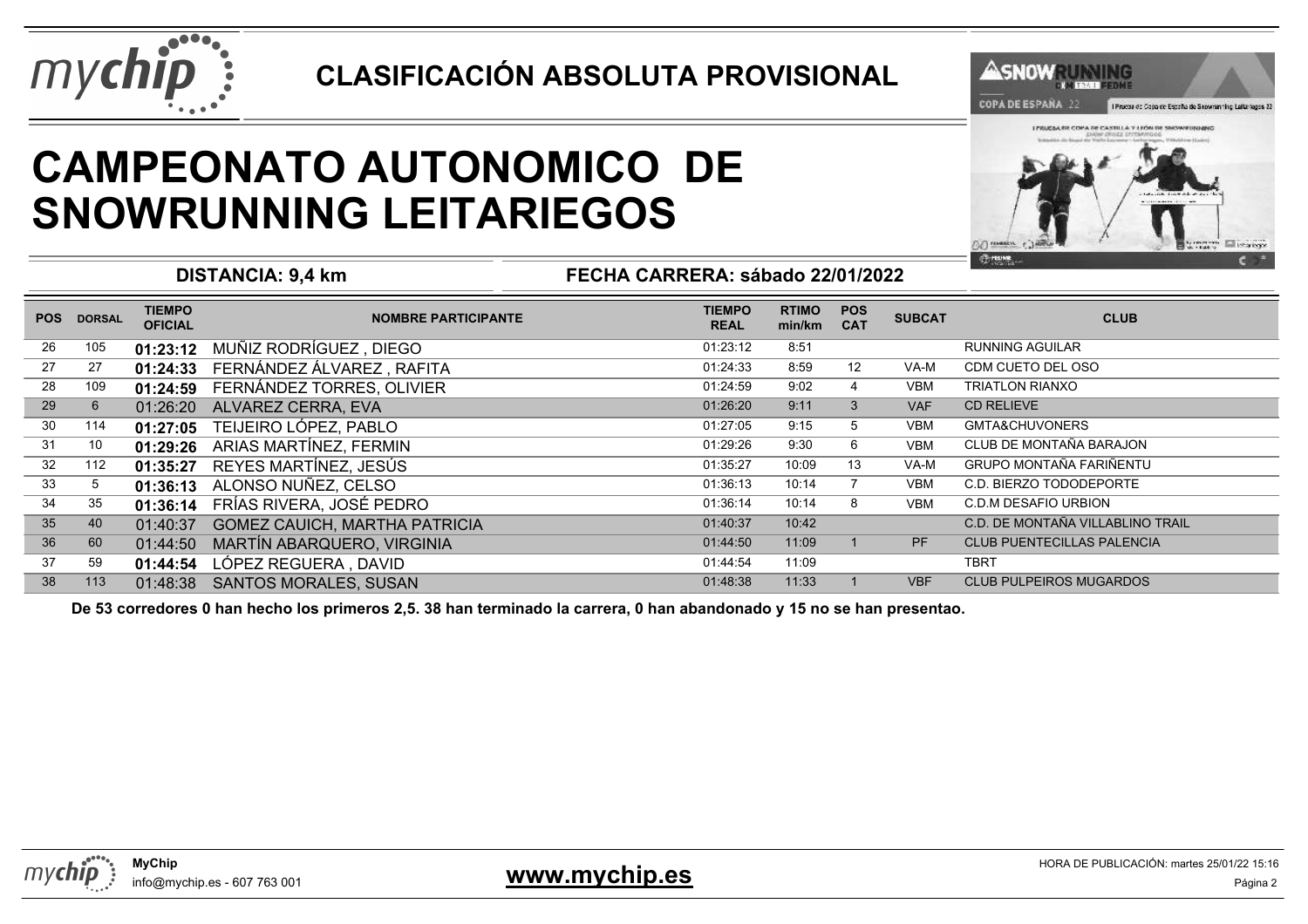# CLASIFICACIÓN ABSOLUTA PROVISIONAL

# CAMPEONATO AUTONOMICO DE SNOWRUNNING LEITARIEGOS

**DISTANCIA: 9,4 km** | **FECHA CARRERA: sábado 22/01/2022**

| POS | DORSAL | TIEMPO OFICIAL | NOMBRE PARTICIPANTE | TIEMPO REAL | RTIMO min/km | POS CAT | SUBCAT | CLUB |
|---|---|---|---|---|---|---|---|---|
| 26 | 105 | **01:23:12** | MUÑIZ RODRÍGUEZ , DIEGO | 01:23:12 | 8:51 | | | RUNNING AGUILAR |
| 27 | 27 | **01:24:33** | FERNÁNDEZ ÁLVAREZ , RAFITA | 01:24:33 | 8:59 | 12 | VA-M | CDM CUETO DEL OSO |
| 28 | 109 | **01:24:59** | FERNÁNDEZ TORRES, OLIVIER | 01:24:59 | 9:02 | 4 | VBM | TRIATLON RIANXO |
| 29 | 6 | 01:26:20 | ALVAREZ CERRA, EVA | 01:26:20 | 9:11 | 3 | VAF | CD RELIEVE |
| 30 | 114 | **01:27:05** | TEIJEIRO LÓPEZ, PABLO | 01:27:05 | 9:15 | 5 | VBM | GMTA&CHUVONERS |
| 31 | 10 | **01:29:26** | ARIAS MARTÍNEZ, FERMIN | 01:29:26 | 9:30 | 6 | VBM | CLUB DE MONTAÑA BARAJON |
| 32 | 112 | **01:35:27** | REYES MARTÍNEZ, JESÚS | 01:35:27 | 10:09 | 13 | VA-M | GRUPO MONTAÑA FARIÑENTU |
| 33 | 5 | **01:36:13** | ALONSO NUÑEZ, CELSO | 01:36:13 | 10:14 | 7 | VBM | C.D. BIERZO TODODEPORTE |
| 34 | 35 | **01:36:14** | FRÍAS RIVERA, JOSÉ PEDRO | 01:36:14 | 10:14 | 8 | VBM | C.D.M DESAFIO URBION |
| 35 | 40 | 01:40:37 | GOMEZ CAUICH, MARTHA PATRICIA | 01:40:37 | 10:42 | | | C.D. DE MONTAÑA VILLABLINO TRAIL |
| 36 | 60 | 01:44:50 | MARTÍN ABARQUERO, VIRGINIA | 01:44:50 | 11:09 | 1 | PF | CLUB PUENTECILLAS PALENCIA |
| 37 | 59 | **01:44:54** | LÓPEZ REGUERA , DAVID | 01:44:54 | 11:09 | | | TBRT |
| 38 | 113 | 01:48:38 | SANTOS MORALES, SUSAN | 01:48:38 | 11:33 | 1 | VBF | CLUB PULPEIROS MUGARDOS |

**De 53 corredores 0 han hecho los primeros 2,5. 38 han terminado la carrera, 0 han abandonado y 15 no se han presentao.**

**MyChip**
info@mychip.es - 607 763 001

**www.mychip.es**

HORA DE PUBLICACIÓN: martes 25/01/22 15:16